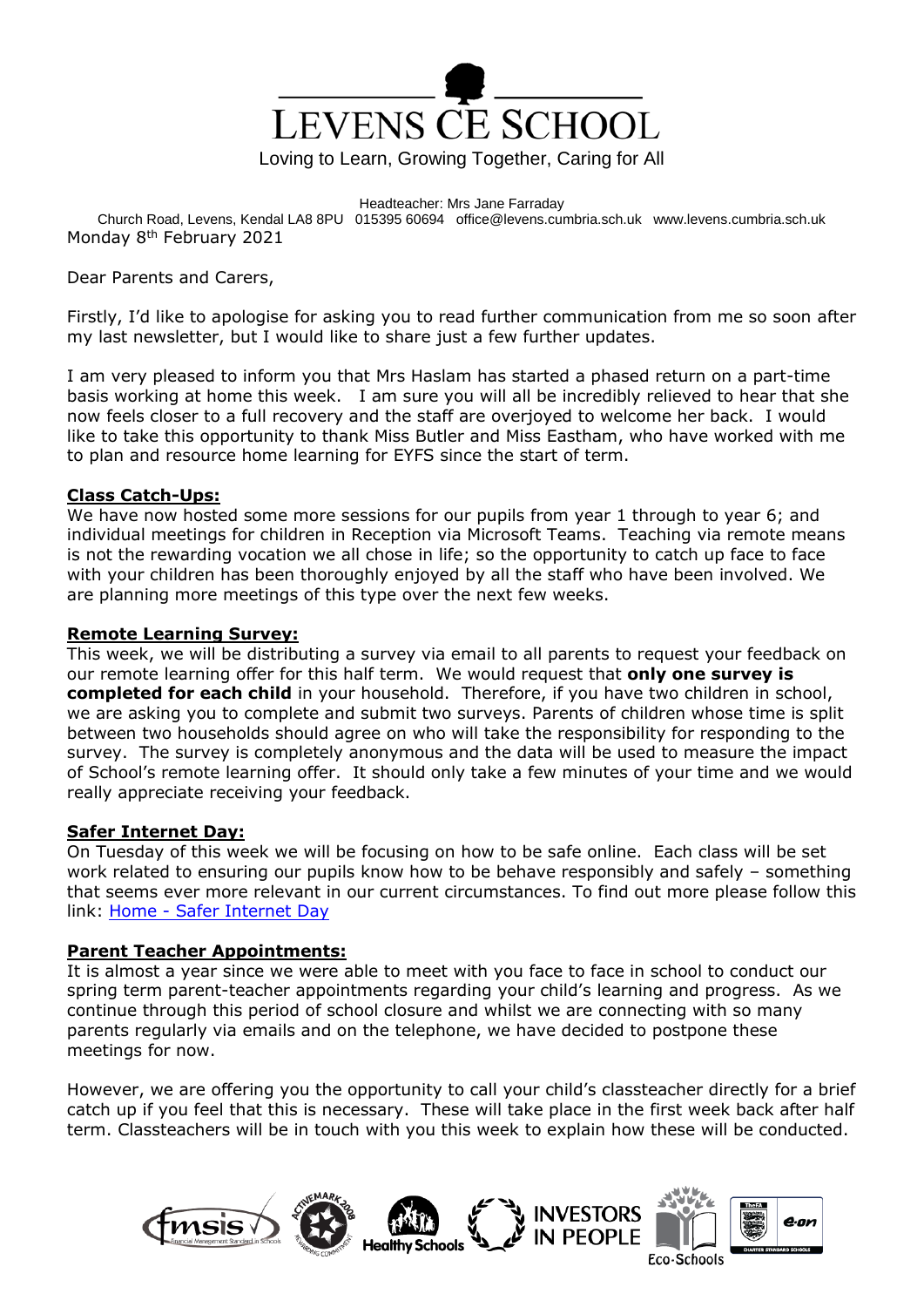# LEVENS CE SCHOOL

Loving to Learn, Growing Together, Caring for All

Headteacher: Mrs Jane Farraday

Church Road, Levens, Kendal LA8 8PU 015395 60694 office@levens.cumbria.sch.uk www.levens.cumbria.sch.uk

Monday 8th February 2021

Dear Parents and Carers,

Firstly, I'd like to apologise for asking you to read further communication from me so soon after my last newsletter, but I would like to share just a few further updates.

I am very pleased to inform you that Mrs Haslam has started a phased return on a part-time basis working at home this week. I am sure you will all be incredibly relieved to hear that she now feels closer to a full recovery and the staff are overjoyed to welcome her back. I would like to take this opportunity to thank Miss Butler and Miss Eastham, who have worked with me to plan and resource home learning for EYFS since the start of term.

**Class Catch-Ups:**

We have now hosted some more sessions for our pupils from year 1 through to year 6; and individual meetings for children in Reception via Microsoft Teams. Teaching via remote means is not the rewarding vocation we all chose in life; so the opportunity to catch up face to face with your children has been thoroughly enjoyed by all the staff who have been involved. We are planning more meetings of this type over the next few weeks.

**Remote Learning Survey:**

This week, we will be distributing a survey via email to all parents to request your feedback on our remote learning offer for this half term. We would request that **only one survey is completed for each child** in your household. Therefore, if you have two children in school, we are asking you to complete and submit two surveys. Parents of children whose time is split between two households should agree on who will take the responsibility for responding to the survey. The survey is completely anonymous and the data will be used to measure the impact of School's remote learning offer. It should only take a few minutes of your time and we would really appreciate receiving your feedback.

**Safer Internet Day:**

On Tuesday of this week we will be focusing on how to be safe online. Each class will be set work related to ensuring our pupils know how to be behave responsibly and safely – something that seems ever more relevant in our current circumstances. To find out more please follow this link: Home - Safer Internet Day

**Parent Teacher Appointments:**

It is almost a year since we were able to meet with you face to face in school to conduct our spring term parent-teacher appointments regarding your child's learning and progress. As we continue through this period of school closure and whilst we are connecting with so many parents regularly via emails and on the telephone, we have decided to postpone these meetings for now.

However, we are offering you the opportunity to call your child's classteacher directly for a brief catch up if you feel that this is necessary. These will take place in the first week back after half term. Classteachers will be in touch with you this week to explain how these will be conducted.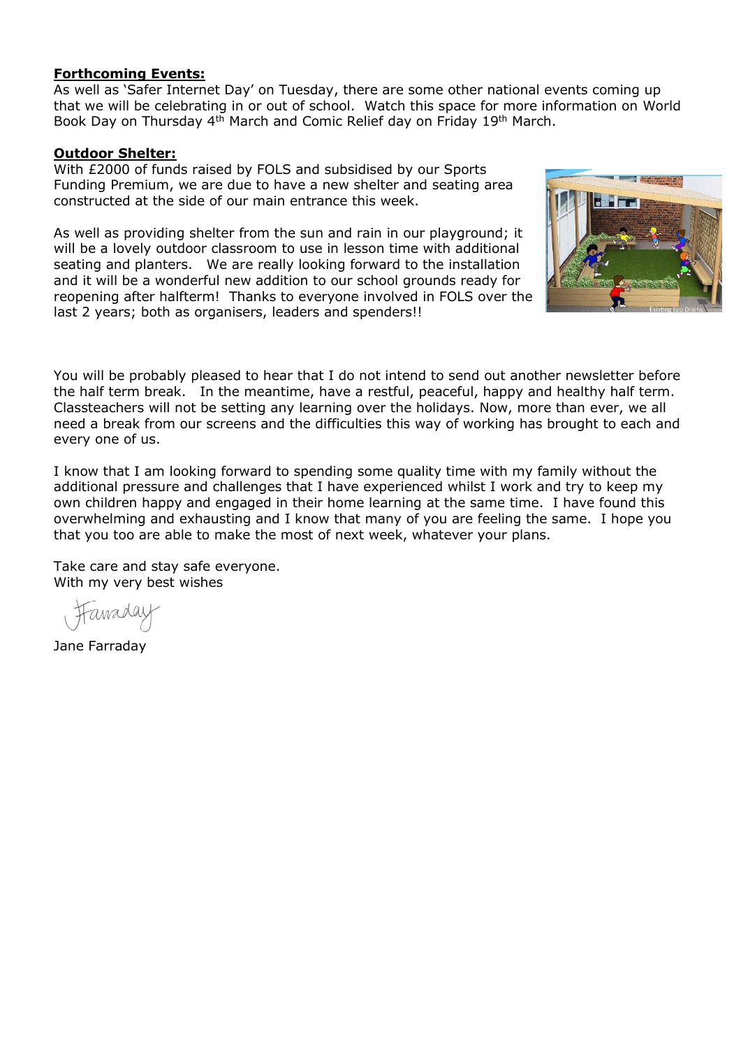**Forthcoming Events:**

As well as 'Safer Internet Day' on Tuesday, there are some other national events coming up that we will be celebrating in or out of school. Watch this space for more information on World Book Day on Thursday 4th March and Comic Relief day on Friday 19th March.

**Outdoor Shelter:**

With £2000 of funds raised by FOLS and subsidised by our Sports Funding Premium, we are due to have a new shelter and seating area constructed at the side of our main entrance this week.

As well as providing shelter from the sun and rain in our playground; it will be a lovely outdoor classroom to use in lesson time with additional seating and planters. We are really looking forward to the installation and it will be a wonderful new addition to our school grounds ready for reopening after halfterm! Thanks to everyone involved in FOLS over the last 2 years; both as organisers, leaders and spenders!!

You will be probably pleased to hear that I do not intend to send out another newsletter before the half term break. In the meantime, have a restful, peaceful, happy and healthy half term. Classteachers will not be setting any learning over the holidays. Now, more than ever, we all need a break from our screens and the difficulties this way of working has brought to each and every one of us.

I know that I am looking forward to spending some quality time with my family without the additional pressure and challenges that I have experienced whilst I work and try to keep my own children happy and engaged in their home learning at the same time. I have found this overwhelming and exhausting and I know that many of you are feeling the same. I hope you that you too are able to make the most of next week, whatever your plans.

Take care and stay safe everyone.
With my very best wishes

JFarraday

Jane Farraday